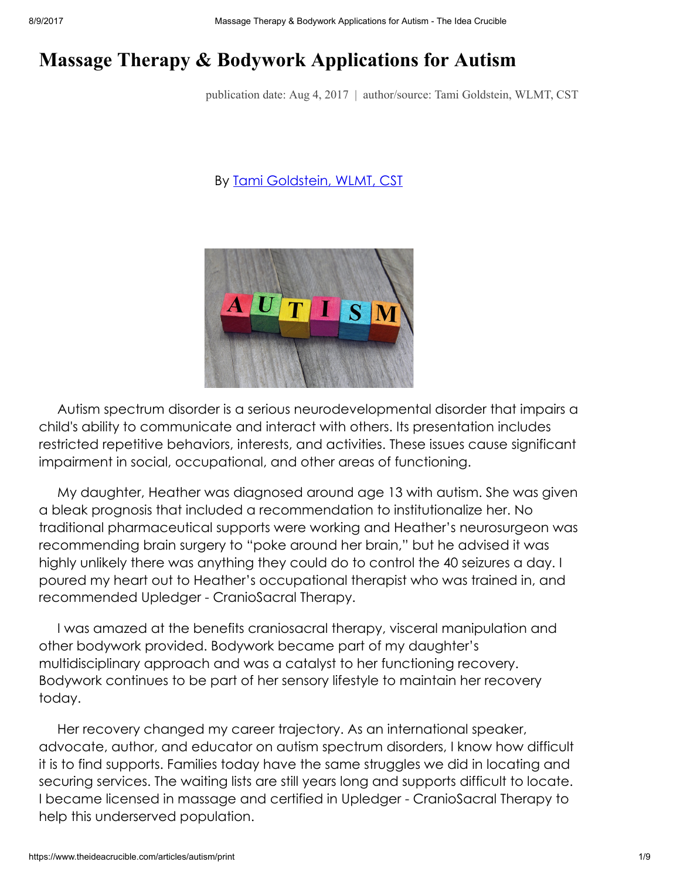# Massage Therapy & Bodywork Applications for Autism

publication date: Aug 4, 2017 | author/source: Tami Goldstein, WLMT, CST

By Tami Goldstein, WLMT, CST

Autism spectrum disorder is a serious neurodevelopmental disorder that impairs a child's ability to communicate and interact with others. Its presentation includes restricted repetitive behaviors, interests, and activities. These issues cause significant impairment in social, occupational, and other areas of functioning.

My daughter, Heather was diagnosed around age 13 with autism. She was given a bleak prognosis that included a recommendation to institutionalize her. No traditional pharmaceutical supports were working and Heather's neurosurgeon was recommending brain surgery to "poke around her brain," but he advised it was highly unlikely there was anything they could do to control the 40 seizures a day. I poured my heart out to Heather's occupational therapist who was trained in, and recommended Upledger - CranioSacral Therapy.

I was amazed at the benefits craniosacral therapy, visceral manipulation and other bodywork provided. Bodywork became part of my daughter's multidisciplinary approach and was a catalyst to her functioning recovery. Bodywork continues to be part of her sensory lifestyle to maintain her recovery today.

Her recovery changed my career trajectory. As an international speaker, advocate, author, and educator on autism spectrum disorders, I know how difficult it is to find supports. Families today have the same struggles we did in locating and securing services. The waiting lists are still years long and supports difficult to locate. I became licensed in massage and certified in Upledger - CranioSacral Therapy to help this underserved population.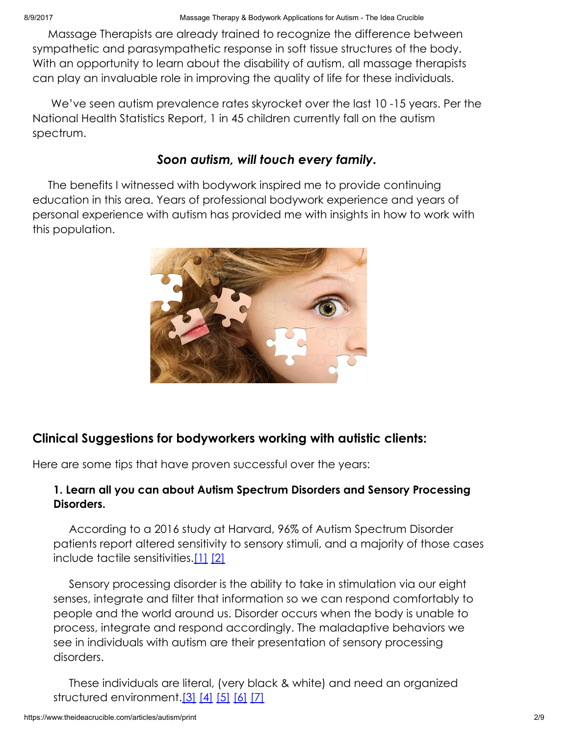Massage Therapists are already trained to recognize the difference between sympathetic and parasympathetic response in soft tissue structures of the body. With an opportunity to learn about the disability of autism, all massage therapists can play an invaluable role in improving the quality of life for these individuals.

We've seen autism prevalence rates skyrocket over the last 10 -15 years. Per the National Health Statistics Report, 1 in 45 children currently fall on the autism spectrum.

***Soon autism, will touch every family.***

The benefits I witnessed with bodywork inspired me to provide continuing education in this area. Years of professional bodywork experience and years of personal experience with autism has provided me with insights in how to work with this population.

## Clinical Suggestions for bodyworkers working with autistic clients:

Here are some tips that have proven successful over the years:

### 1. Learn all you can about Autism Spectrum Disorders and Sensory Processing Disorders.

According to a 2016 study at Harvard, 96% of Autism Spectrum Disorder patients report altered sensitivity to sensory stimuli, and a majority of those cases include tactile sensitivities.[1] [2]

Sensory processing disorder is the ability to take in stimulation via our eight senses, integrate and filter that information so we can respond comfortably to people and the world around us. Disorder occurs when the body is unable to process, integrate and respond accordingly. The maladaptive behaviors we see in individuals with autism are their presentation of sensory processing disorders.

These individuals are literal, (very black & white) and need an organized structured environment.[3] [4] [5] [6] [7]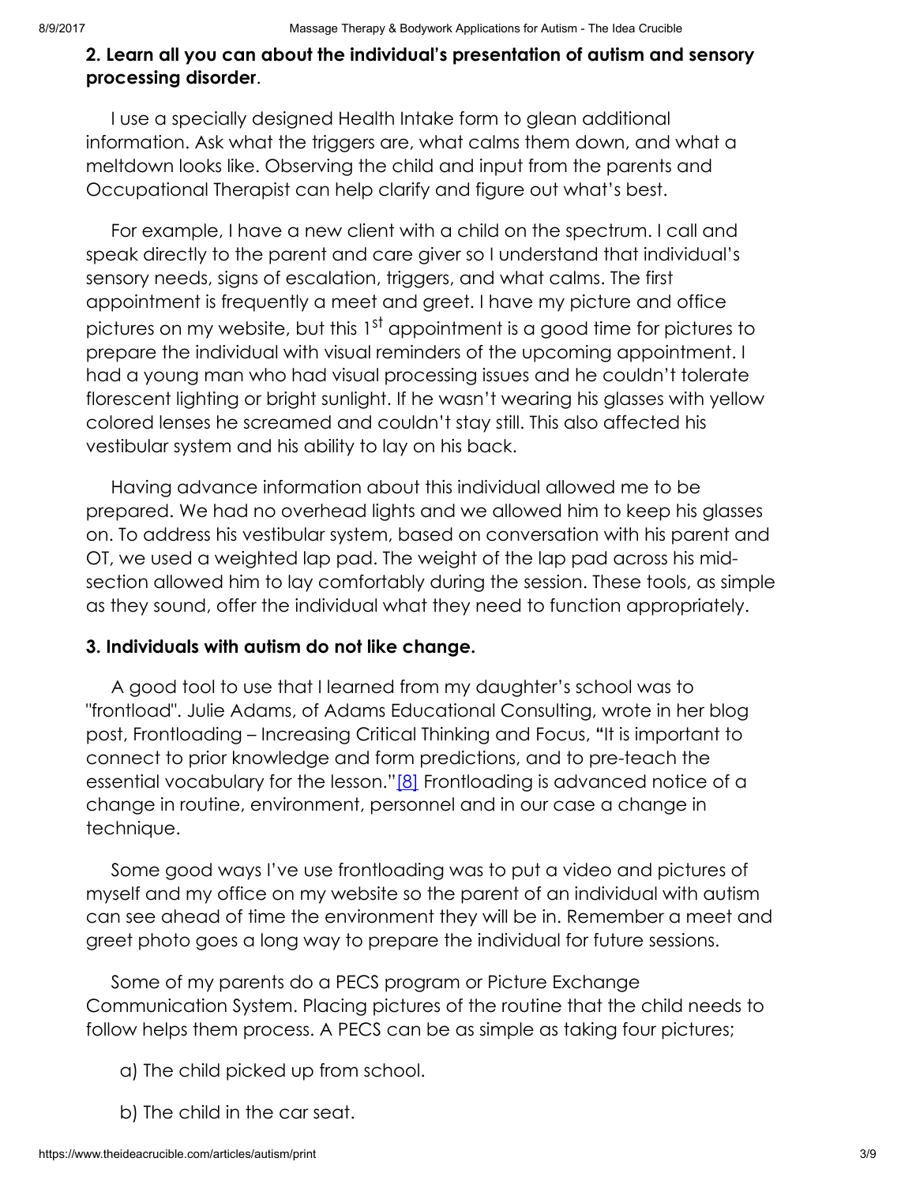**2. Learn all you can about the individual's presentation of autism and sensory processing disorder**.

I use a specially designed Health Intake form to glean additional information. Ask what the triggers are, what calms them down, and what a meltdown looks like. Observing the child and input from the parents and Occupational Therapist can help clarify and figure out what's best.

For example, I have a new client with a child on the spectrum. I call and speak directly to the parent and care giver so I understand that individual's sensory needs, signs of escalation, triggers, and what calms. The first appointment is frequently a meet and greet. I have my picture and office pictures on my website, but this 1st appointment is a good time for pictures to prepare the individual with visual reminders of the upcoming appointment. I had a young man who had visual processing issues and he couldn't tolerate florescent lighting or bright sunlight. If he wasn't wearing his glasses with yellow colored lenses he screamed and couldn't stay still. This also affected his vestibular system and his ability to lay on his back.

Having advance information about this individual allowed me to be prepared. We had no overhead lights and we allowed him to keep his glasses on. To address his vestibular system, based on conversation with his parent and OT, we used a weighted lap pad. The weight of the lap pad across his mid-section allowed him to lay comfortably during the session. These tools, as simple as they sound, offer the individual what they need to function appropriately.

**3. Individuals with autism do not like change.**

A good tool to use that I learned from my daughter's school was to "frontload". Julie Adams, of Adams Educational Consulting, wrote in her blog post, Frontloading – Increasing Critical Thinking and Focus, **"**It is important to connect to prior knowledge and form predictions, and to pre-teach the essential vocabulary for the lesson."[8] Frontloading is advanced notice of a change in routine, environment, personnel and in our case a change in technique.

Some good ways I've use frontloading was to put a video and pictures of myself and my office on my website so the parent of an individual with autism can see ahead of time the environment they will be in. Remember a meet and greet photo goes a long way to prepare the individual for future sessions.

Some of my parents do a PECS program or Picture Exchange Communication System. Placing pictures of the routine that the child needs to follow helps them process. A PECS can be as simple as taking four pictures;

a) The child picked up from school.

b) The child in the car seat.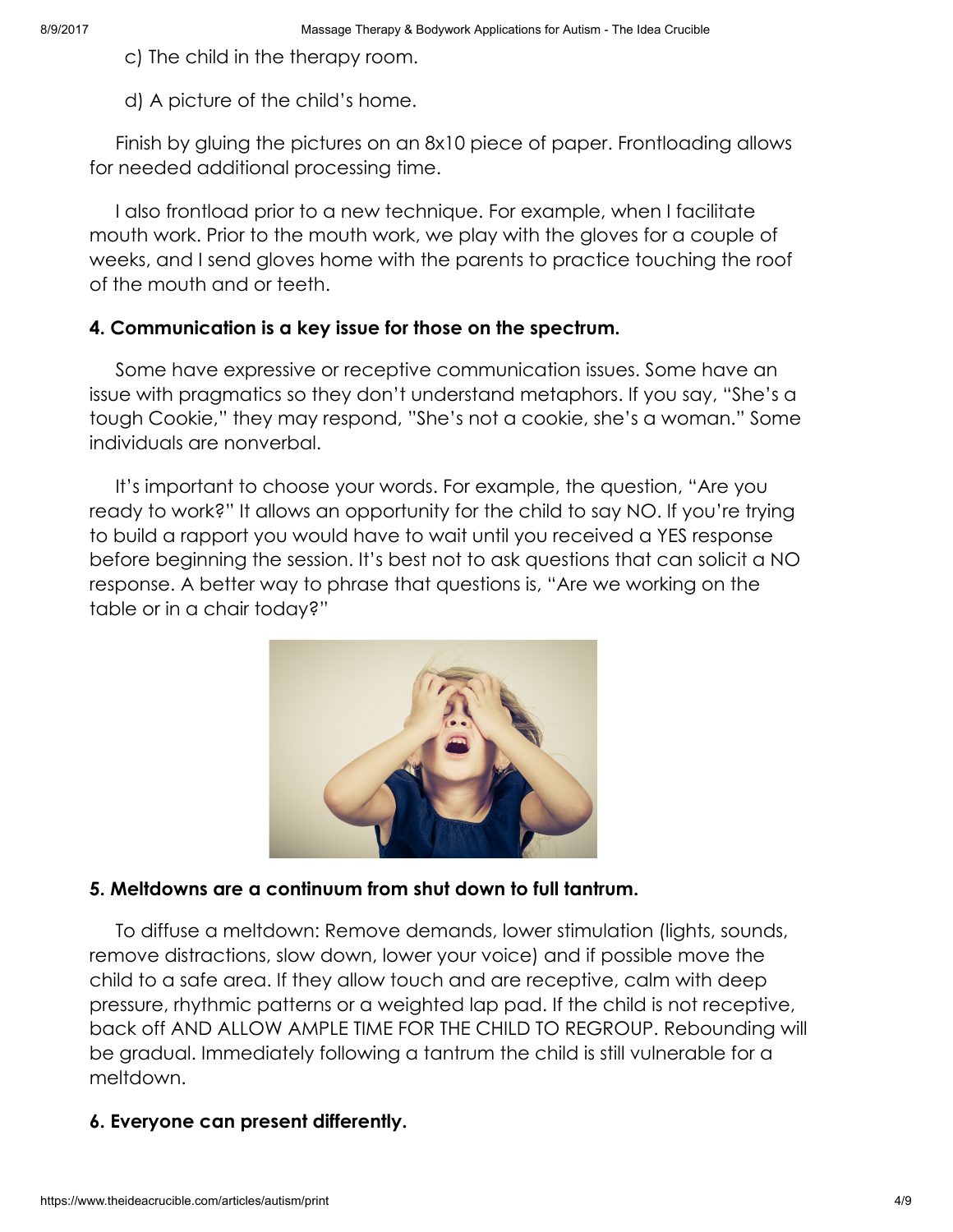c) The child in the therapy room.

d) A picture of the child's home.

Finish by gluing the pictures on an 8x10 piece of paper. Frontloading allows for needed additional processing time.

I also frontload prior to a new technique. For example, when I facilitate mouth work. Prior to the mouth work, we play with the gloves for a couple of weeks, and I send gloves home with the parents to practice touching the roof of the mouth and or teeth.

**4. Communication is a key issue for those on the spectrum.**

Some have expressive or receptive communication issues. Some have an issue with pragmatics so they don't understand metaphors. If you say, "She's a tough Cookie," they may respond, "She's not a cookie, she's a woman." Some individuals are nonverbal.

It's important to choose your words. For example, the question, "Are you ready to work?" It allows an opportunity for the child to say NO. If you're trying to build a rapport you would have to wait until you received a YES response before beginning the session. It's best not to ask questions that can solicit a NO response. A better way to phrase that questions is, "Are we working on the table or in a chair today?"

**5. Meltdowns are a continuum from shut down to full tantrum.**

To diffuse a meltdown: Remove demands, lower stimulation (lights, sounds, remove distractions, slow down, lower your voice) and if possible move the child to a safe area. If they allow touch and are receptive, calm with deep pressure, rhythmic patterns or a weighted lap pad. If the child is not receptive, back off AND ALLOW AMPLE TIME FOR THE CHILD TO REGROUP. Rebounding will be gradual. Immediately following a tantrum the child is still vulnerable for a meltdown.

**6. Everyone can present differently.**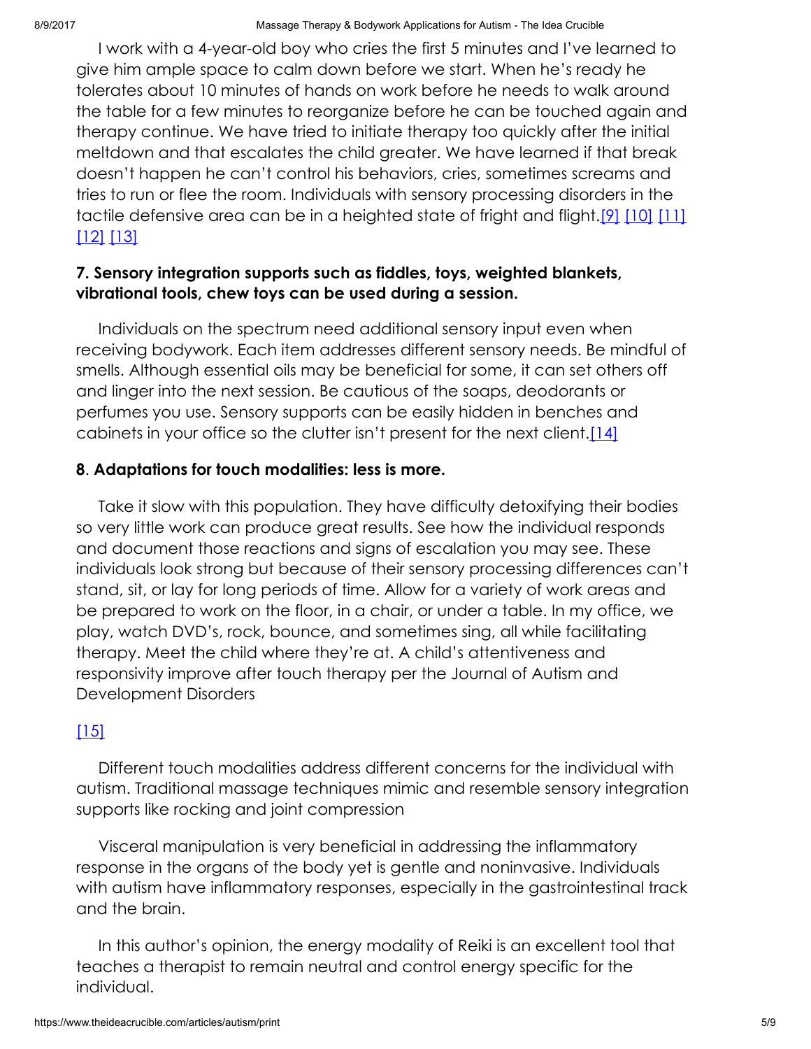I work with a 4-year-old boy who cries the first 5 minutes and I've learned to give him ample space to calm down before we start. When he's ready he tolerates about 10 minutes of hands on work before he needs to walk around the table for a few minutes to reorganize before he can be touched again and therapy continue. We have tried to initiate therapy too quickly after the initial meltdown and that escalates the child greater. We have learned if that break doesn't happen he can't control his behaviors, cries, sometimes screams and tries to run or flee the room. Individuals with sensory processing disorders in the tactile defensive area can be in a heighted state of fright and flight.[9] [10] [11] [12] [13]

**7. Sensory integration supports such as fiddles, toys, weighted blankets, vibrational tools, chew toys can be used during a session.**

Individuals on the spectrum need additional sensory input even when receiving bodywork. Each item addresses different sensory needs. Be mindful of smells. Although essential oils may be beneficial for some, it can set others off and linger into the next session. Be cautious of the soaps, deodorants or perfumes you use. Sensory supports can be easily hidden in benches and cabinets in your office so the clutter isn't present for the next client.[14]

**8. Adaptations for touch modalities: less is more.**

Take it slow with this population. They have difficulty detoxifying their bodies so very little work can produce great results. See how the individual responds and document those reactions and signs of escalation you may see. These individuals look strong but because of their sensory processing differences can't stand, sit, or lay for long periods of time. Allow for a variety of work areas and be prepared to work on the floor, in a chair, or under a table. In my office, we play, watch DVD's, rock, bounce, and sometimes sing, all while facilitating therapy. Meet the child where they're at. A child's attentiveness and responsivity improve after touch therapy per the Journal of Autism and Development Disorders

[15]

Different touch modalities address different concerns for the individual with autism. Traditional massage techniques mimic and resemble sensory integration supports like rocking and joint compression

Visceral manipulation is very beneficial in addressing the inflammatory response in the organs of the body yet is gentle and noninvasive. Individuals with autism have inflammatory responses, especially in the gastrointestinal track and the brain.

In this author's opinion, the energy modality of Reiki is an excellent tool that teaches a therapist to remain neutral and control energy specific for the individual.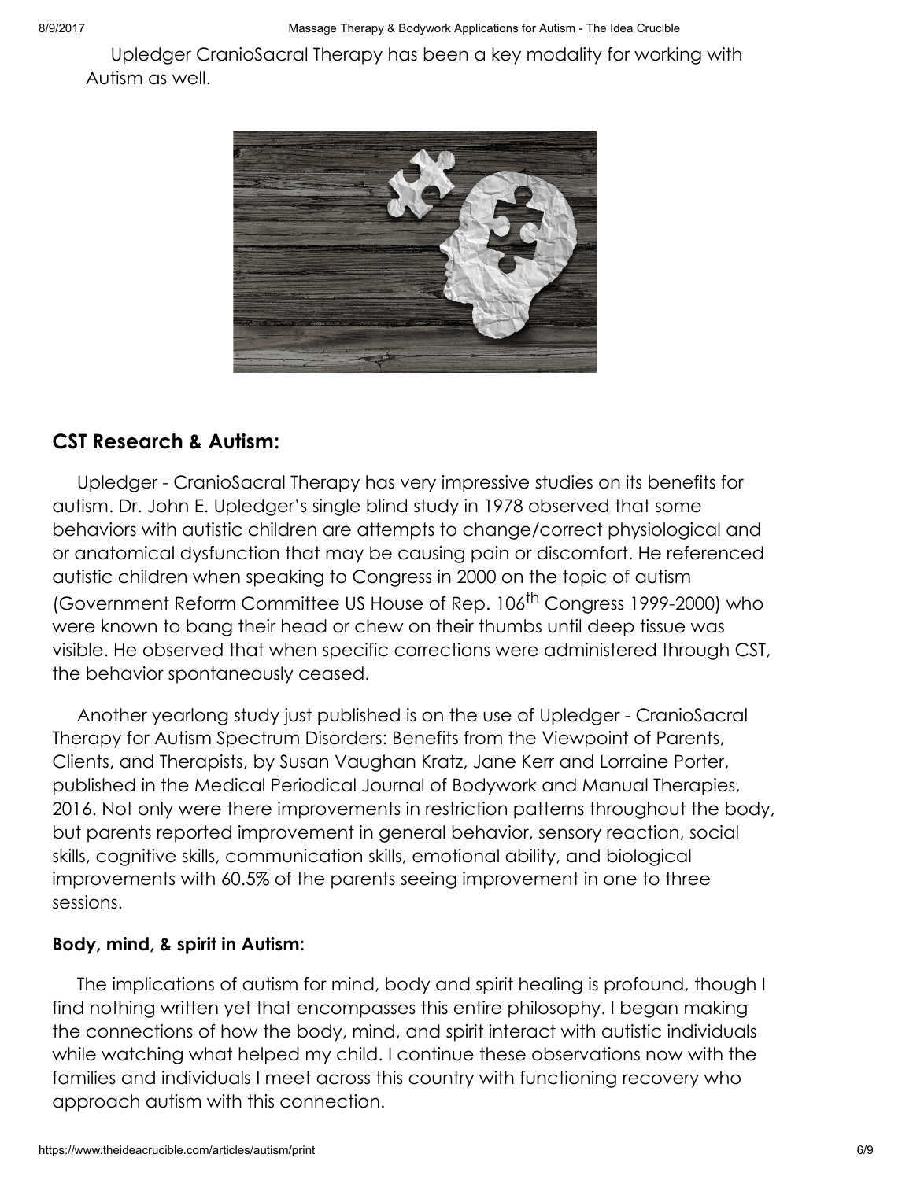Upledger CranioSacral Therapy has been a key modality for working with Autism as well.

### CST Research & Autism:

Upledger - CranioSacral Therapy has very impressive studies on its benefits for autism. Dr. John E. Upledger's single blind study in 1978 observed that some behaviors with autistic children are attempts to change/correct physiological and or anatomical dysfunction that may be causing pain or discomfort. He referenced autistic children when speaking to Congress in 2000 on the topic of autism (Government Reform Committee US House of Rep. 106th Congress 1999-2000) who were known to bang their head or chew on their thumbs until deep tissue was visible. He observed that when specific corrections were administered through CST, the behavior spontaneously ceased.

Another yearlong study just published is on the use of Upledger - CranioSacral Therapy for Autism Spectrum Disorders: Benefits from the Viewpoint of Parents, Clients, and Therapists, by Susan Vaughan Kratz, Jane Kerr and Lorraine Porter, published in the Medical Periodical Journal of Bodywork and Manual Therapies, 2016. Not only were there improvements in restriction patterns throughout the body, but parents reported improvement in general behavior, sensory reaction, social skills, cognitive skills, communication skills, emotional ability, and biological improvements with 60.5% of the parents seeing improvement in one to three sessions.

#### Body, mind, & spirit in Autism:

The implications of autism for mind, body and spirit healing is profound, though I find nothing written yet that encompasses this entire philosophy. I began making the connections of how the body, mind, and spirit interact with autistic individuals while watching what helped my child. I continue these observations now with the families and individuals I meet across this country with functioning recovery who approach autism with this connection.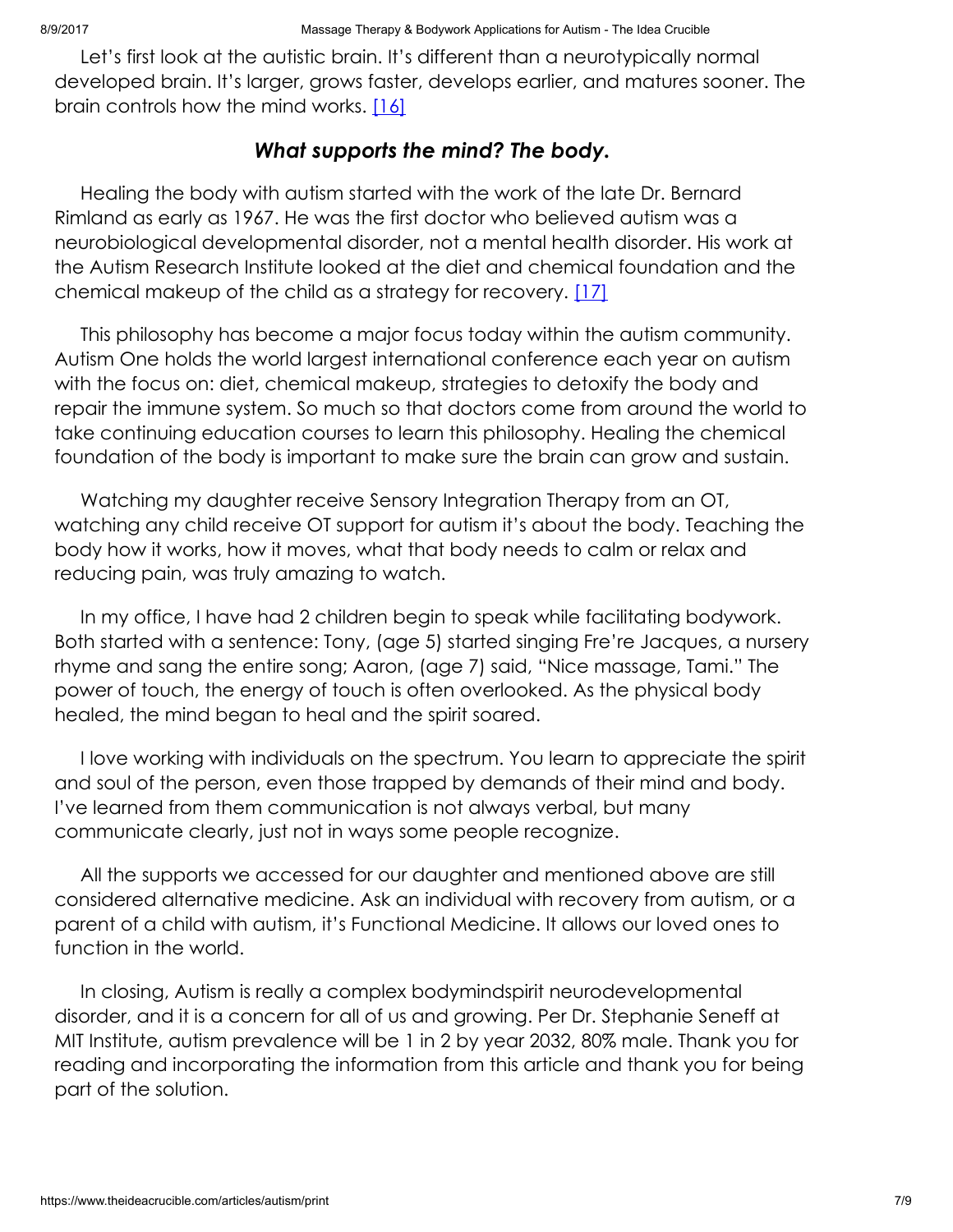Let's first look at the autistic brain. It's different than a neurotypically normal developed brain. It's larger, grows faster, develops earlier, and matures sooner. The brain controls how the mind works. [16]

### *What supports the mind? The body.*

Healing the body with autism started with the work of the late Dr. Bernard Rimland as early as 1967. He was the first doctor who believed autism was a neurobiological developmental disorder, not a mental health disorder. His work at the Autism Research Institute looked at the diet and chemical foundation and the chemical makeup of the child as a strategy for recovery. [17]

This philosophy has become a major focus today within the autism community. Autism One holds the world largest international conference each year on autism with the focus on: diet, chemical makeup, strategies to detoxify the body and repair the immune system. So much so that doctors come from around the world to take continuing education courses to learn this philosophy. Healing the chemical foundation of the body is important to make sure the brain can grow and sustain.

Watching my daughter receive Sensory Integration Therapy from an OT, watching any child receive OT support for autism it's about the body. Teaching the body how it works, how it moves, what that body needs to calm or relax and reducing pain, was truly amazing to watch.

In my office, I have had 2 children begin to speak while facilitating bodywork. Both started with a sentence: Tony, (age 5) started singing Fre're Jacques, a nursery rhyme and sang the entire song; Aaron, (age 7) said, "Nice massage, Tami." The power of touch, the energy of touch is often overlooked. As the physical body healed, the mind began to heal and the spirit soared.

I love working with individuals on the spectrum. You learn to appreciate the spirit and soul of the person, even those trapped by demands of their mind and body. I've learned from them communication is not always verbal, but many communicate clearly, just not in ways some people recognize.

All the supports we accessed for our daughter and mentioned above are still considered alternative medicine. Ask an individual with recovery from autism, or a parent of a child with autism, it's Functional Medicine. It allows our loved ones to function in the world.

In closing, Autism is really a complex bodymindspirit neurodevelopmental disorder, and it is a concern for all of us and growing. Per Dr. Stephanie Seneff at MIT Institute, autism prevalence will be 1 in 2 by year 2032, 80% male. Thank you for reading and incorporating the information from this article and thank you for being part of the solution.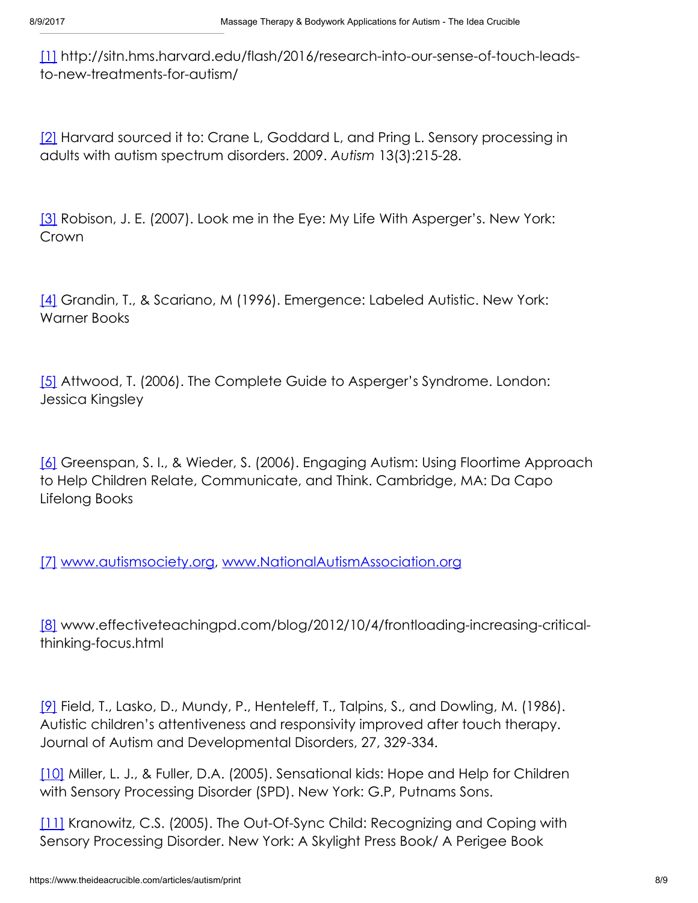[1] http://sitn.hms.harvard.edu/flash/2016/research-into-our-sense-of-touch-leads-to-new-treatments-for-autism/

[2] Harvard sourced it to: Crane L, Goddard L, and Pring L. Sensory processing in adults with autism spectrum disorders. 2009. *Autism* 13(3):215-28.

[3] Robison, J. E. (2007). Look me in the Eye: My Life With Asperger's. New York: Crown

[4] Grandin, T., & Scariano, M (1996). Emergence: Labeled Autistic. New York: Warner Books

[5] Attwood, T. (2006). The Complete Guide to Asperger's Syndrome. London: Jessica Kingsley

[6] Greenspan, S. I., & Wieder, S. (2006). Engaging Autism: Using Floortime Approach to Help Children Relate, Communicate, and Think. Cambridge, MA: Da Capo Lifelong Books

[7] www.autismsociety.org, www.NationalAutismAssociation.org

[8] www.effectiveteachingpd.com/blog/2012/10/4/frontloading-increasing-critical-thinking-focus.html

[9] Field, T., Lasko, D., Mundy, P., Henteleff, T., Talpins, S., and Dowling, M. (1986). Autistic children's attentiveness and responsivity improved after touch therapy. Journal of Autism and Developmental Disorders, 27, 329-334.

[10] Miller, L. J., & Fuller, D.A. (2005). Sensational kids: Hope and Help for Children with Sensory Processing Disorder (SPD). New York: G.P, Putnams Sons.

[11] Kranowitz, C.S. (2005). The Out-Of-Sync Child: Recognizing and Coping with Sensory Processing Disorder. New York: A Skylight Press Book/ A Perigee Book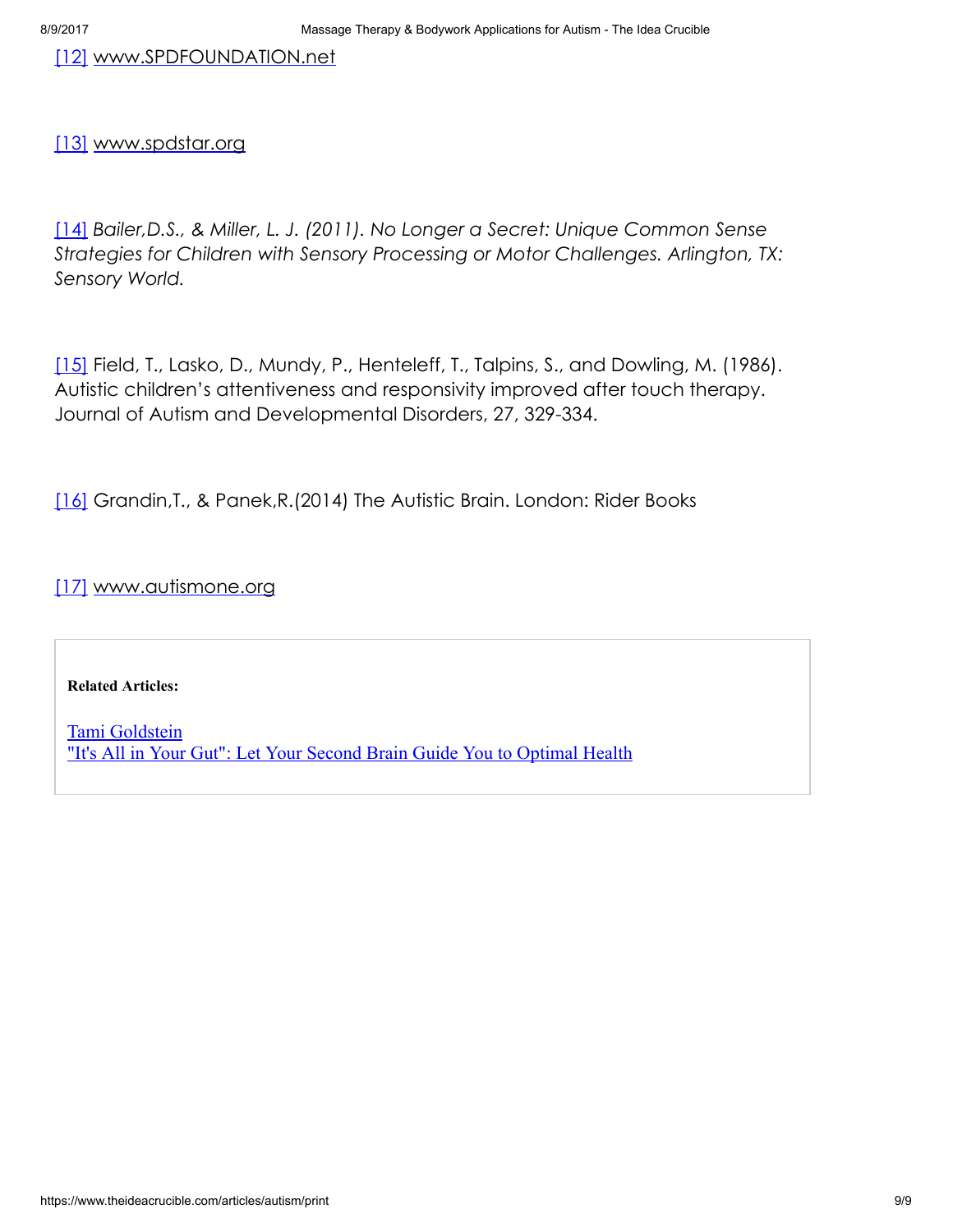[12] www.SPDFOUNDATION.net

[13] www.spdstar.org

[14] *Bailer,D.S., & Miller, L. J. (2011). No Longer a Secret: Unique Common Sense Strategies for Children with Sensory Processing or Motor Challenges. Arlington, TX: Sensory World.*

[15] Field, T., Lasko, D., Mundy, P., Henteleff, T., Talpins, S., and Dowling, M. (1986). Autistic children's attentiveness and responsivity improved after touch therapy. Journal of Autism and Developmental Disorders, 27, 329-334.

[16] Grandin,T., & Panek,R.(2014) The Autistic Brain. London: Rider Books

[17] www.autismone.org

**Related Articles:**

Tami Goldstein
"It's All in Your Gut": Let Your Second Brain Guide You to Optimal Health